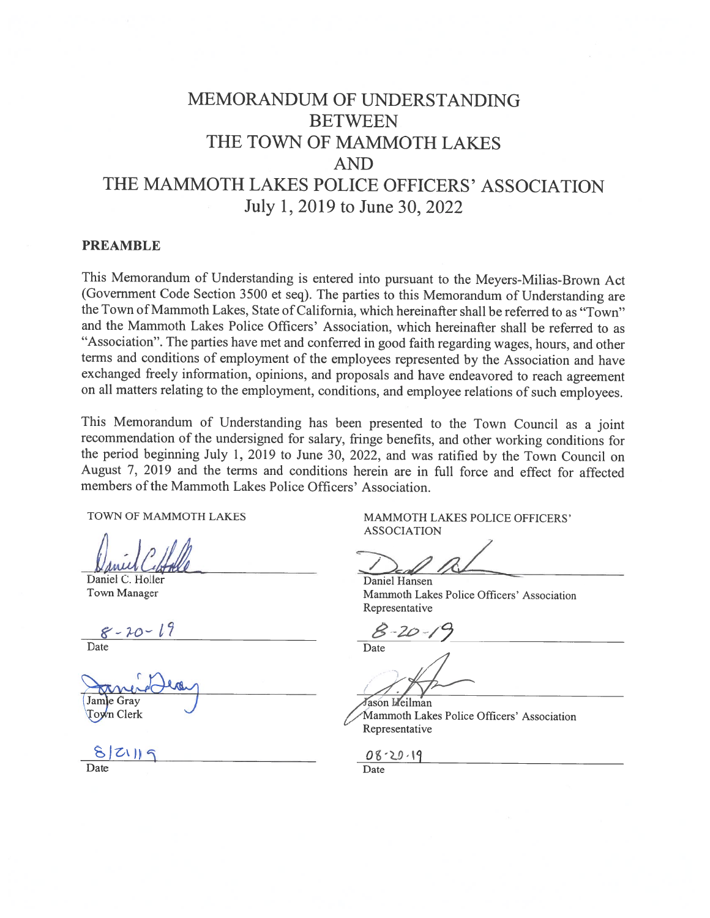# MEMORANDUM OF UNDERSTANDING BETWEEN THE TOWN OF MAMMOTH LAKES AND THE MAMMOTH LAKES POLICE OFFICERS' ASSOCIATION

July 1, 2019 to June 30, 2022

## PREAMBLE

This Memorandum of Understanding is entered into pursuant to the Meyers-Milias-Brown Act (Government Code Section 3500 et seq). The parties to this Memorandum of Understanding are the Town of Mammoth Lakes, State of California, which hereinafter shall be referred to as "Town" and the Mammoth Lakes Police Officers' Association, which hereinafter shall be referred to as "Association". The parties have met and conferred in good faith regarding wages, hours, and other terms and conditions of employment of the employees represented by the Association and have exchanged freely information, opinions, and proposals and have endeavored to reach agreement on all matters relating to the employment, conditions, and employee relations of such employees.

This Memorandum of Understanding has been presented to the Town Council as a joint recommendation of the undersigned for salary, fringe benefits, and other working conditions for the period beginning July 1, 2019 to June 30, 2022, and was ratified by the Town Council on August 7, 2019 and the terms and conditions herein are in full force and effect for affected members of the Mammoth Lakes Police Officers' Association.

TOWN OF MAMMOTH LAKES

Daniel C. Holler
Town Manager

8-20-19
Date

Jamie Gray
Town Clerk

8/21/19
Date

MAMMOTH LAKES POLICE OFFICERS' ASSOCIATION

Daniel Hansen
Mammoth Lakes Police Officers' Association Representative

8-20-19
Date

Jason Heilman
Mammoth Lakes Police Officers' Association Representative

08-20-19
Date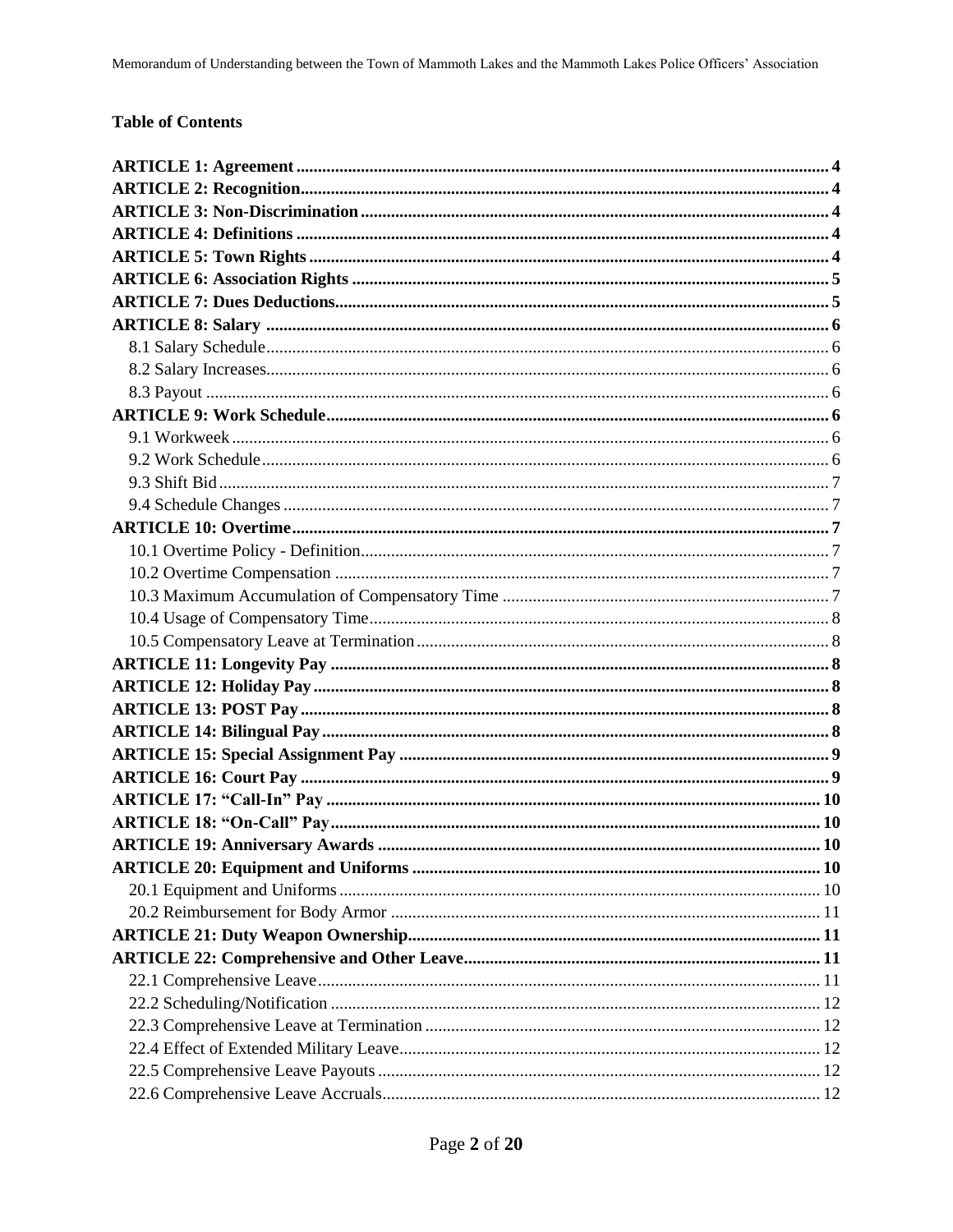**Table of Contents**

**ARTICLE 1: Agreement** .......... **4**
**ARTICLE 2: Recognition** .......... **4**
**ARTICLE 3: Non-Discrimination** .......... **4**
**ARTICLE 4: Definitions** .......... **4**
**ARTICLE 5: Town Rights** .......... **4**
**ARTICLE 6: Association Rights** .......... **5**
**ARTICLE 7: Dues Deductions** .......... **5**
**ARTICLE 8: Salary** .......... **6**
- 8.1 Salary Schedule .......... 6
- 8.2 Salary Increases .......... 6
- 8.3 Payout .......... 6

**ARTICLE 9: Work Schedule** .......... **6**
- 9.1 Workweek .......... 6
- 9.2 Work Schedule .......... 6
- 9.3 Shift Bid .......... 7
- 9.4 Schedule Changes .......... 7

**ARTICLE 10: Overtime** .......... **7**
- 10.1 Overtime Policy - Definition .......... 7
- 10.2 Overtime Compensation .......... 7
- 10.3 Maximum Accumulation of Compensatory Time .......... 7
- 10.4 Usage of Compensatory Time .......... 8
- 10.5 Compensatory Leave at Termination .......... 8

**ARTICLE 11: Longevity Pay** .......... **8**
**ARTICLE 12: Holiday Pay** .......... **8**
**ARTICLE 13: POST Pay** .......... **8**
**ARTICLE 14: Bilingual Pay** .......... **8**
**ARTICLE 15: Special Assignment Pay** .......... **9**
**ARTICLE 16: Court Pay** .......... **9**
**ARTICLE 17: "Call-In" Pay** .......... **10**
**ARTICLE 18: "On-Call" Pay** .......... **10**
**ARTICLE 19: Anniversary Awards** .......... **10**
**ARTICLE 20: Equipment and Uniforms** .......... **10**
- 20.1 Equipment and Uniforms .......... 10
- 20.2 Reimbursement for Body Armor .......... 11

**ARTICLE 21: Duty Weapon Ownership** .......... **11**
**ARTICLE 22: Comprehensive and Other Leave** .......... **11**
- 22.1 Comprehensive Leave .......... 11
- 22.2 Scheduling/Notification .......... 12
- 22.3 Comprehensive Leave at Termination .......... 12
- 22.4 Effect of Extended Military Leave .......... 12
- 22.5 Comprehensive Leave Payouts .......... 12
- 22.6 Comprehensive Leave Accruals .......... 12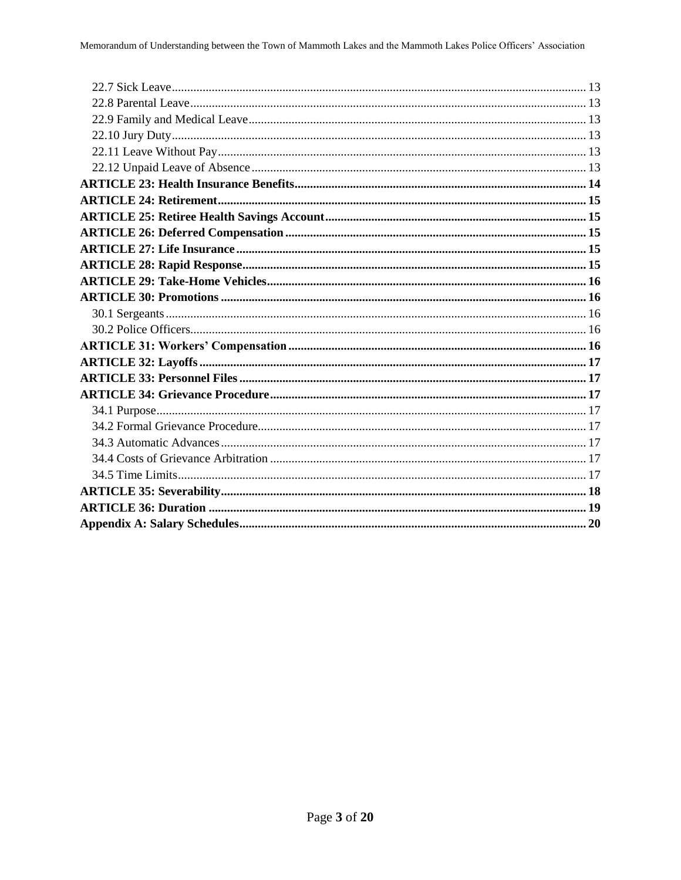22.7 Sick Leave ..... 13
22.8 Parental Leave ..... 13
22.9 Family and Medical Leave ..... 13
22.10 Jury Duty ..... 13
22.11 Leave Without Pay ..... 13
22.12 Unpaid Leave of Absence ..... 13
**ARTICLE 23: Health Insurance Benefits ..... 14**
**ARTICLE 24: Retirement ..... 15**
**ARTICLE 25: Retiree Health Savings Account ..... 15**
**ARTICLE 26: Deferred Compensation ..... 15**
**ARTICLE 27: Life Insurance ..... 15**
**ARTICLE 28: Rapid Response ..... 15**
**ARTICLE 29: Take-Home Vehicles ..... 16**
**ARTICLE 30: Promotions ..... 16**
30.1 Sergeants ..... 16
30.2 Police Officers ..... 16
**ARTICLE 31: Workers' Compensation ..... 16**
**ARTICLE 32: Layoffs ..... 17**
**ARTICLE 33: Personnel Files ..... 17**
**ARTICLE 34: Grievance Procedure ..... 17**
34.1 Purpose ..... 17
34.2 Formal Grievance Procedure ..... 17
34.3 Automatic Advances ..... 17
34.4 Costs of Grievance Arbitration ..... 17
34.5 Time Limits ..... 17
**ARTICLE 35: Severability ..... 18**
**ARTICLE 36: Duration ..... 19**
**Appendix A: Salary Schedules ..... 20**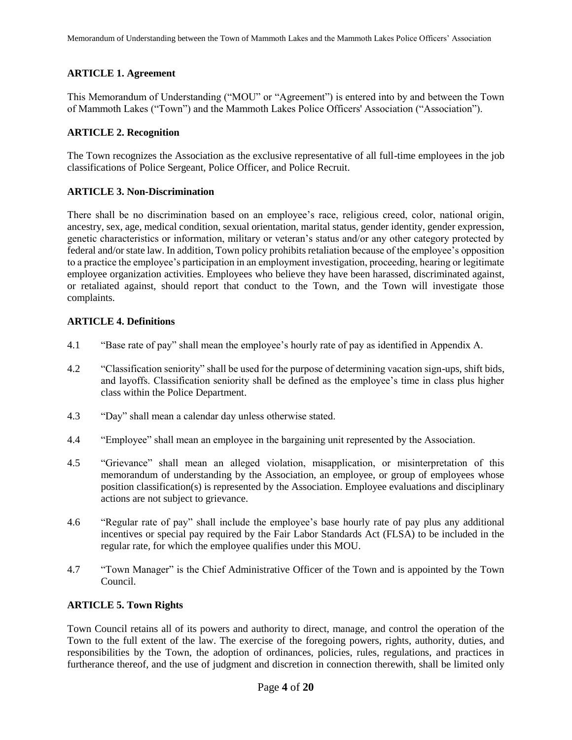**ARTICLE 1. Agreement**

This Memorandum of Understanding ("MOU" or "Agreement") is entered into by and between the Town of Mammoth Lakes ("Town") and the Mammoth Lakes Police Officers' Association ("Association").

**ARTICLE 2. Recognition**

The Town recognizes the Association as the exclusive representative of all full-time employees in the job classifications of Police Sergeant, Police Officer, and Police Recruit.

**ARTICLE 3. Non-Discrimination**

There shall be no discrimination based on an employee's race, religious creed, color, national origin, ancestry, sex, age, medical condition, sexual orientation, marital status, gender identity, gender expression, genetic characteristics or information, military or veteran's status and/or any other category protected by federal and/or state law. In addition, Town policy prohibits retaliation because of the employee's opposition to a practice the employee's participation in an employment investigation, proceeding, hearing or legitimate employee organization activities. Employees who believe they have been harassed, discriminated against, or retaliated against, should report that conduct to the Town, and the Town will investigate those complaints.

**ARTICLE 4. Definitions**

4.1 "Base rate of pay" shall mean the employee's hourly rate of pay as identified in Appendix A.

4.2 "Classification seniority" shall be used for the purpose of determining vacation sign-ups, shift bids, and layoffs. Classification seniority shall be defined as the employee's time in class plus higher class within the Police Department.

4.3 "Day" shall mean a calendar day unless otherwise stated.

4.4 "Employee" shall mean an employee in the bargaining unit represented by the Association.

4.5 "Grievance" shall mean an alleged violation, misapplication, or misinterpretation of this memorandum of understanding by the Association, an employee, or group of employees whose position classification(s) is represented by the Association. Employee evaluations and disciplinary actions are not subject to grievance.

4.6 "Regular rate of pay" shall include the employee's base hourly rate of pay plus any additional incentives or special pay required by the Fair Labor Standards Act (FLSA) to be included in the regular rate, for which the employee qualifies under this MOU.

4.7 "Town Manager" is the Chief Administrative Officer of the Town and is appointed by the Town Council.

**ARTICLE 5. Town Rights**

Town Council retains all of its powers and authority to direct, manage, and control the operation of the Town to the full extent of the law. The exercise of the foregoing powers, rights, authority, duties, and responsibilities by the Town, the adoption of ordinances, policies, rules, regulations, and practices in furtherance thereof, and the use of judgment and discretion in connection therewith, shall be limited only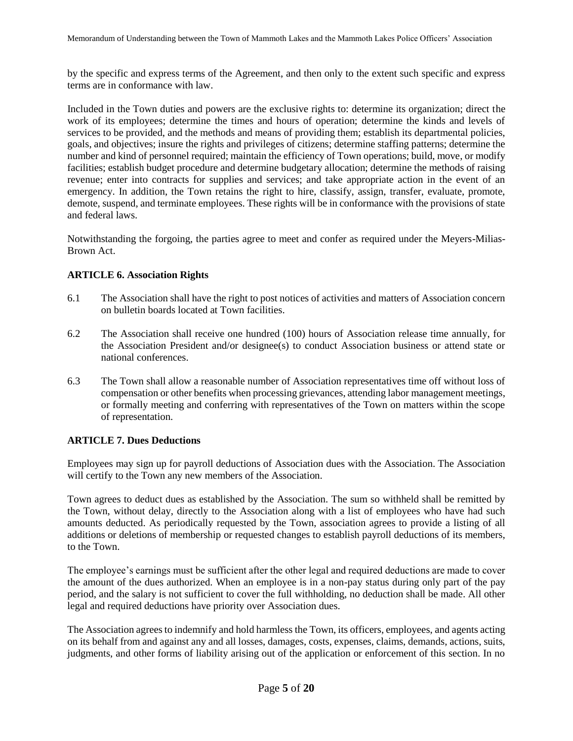by the specific and express terms of the Agreement, and then only to the extent such specific and express terms are in conformance with law.

Included in the Town duties and powers are the exclusive rights to: determine its organization; direct the work of its employees; determine the times and hours of operation; determine the kinds and levels of services to be provided, and the methods and means of providing them; establish its departmental policies, goals, and objectives; insure the rights and privileges of citizens; determine staffing patterns; determine the number and kind of personnel required; maintain the efficiency of Town operations; build, move, or modify facilities; establish budget procedure and determine budgetary allocation; determine the methods of raising revenue; enter into contracts for supplies and services; and take appropriate action in the event of an emergency. In addition, the Town retains the right to hire, classify, assign, transfer, evaluate, promote, demote, suspend, and terminate employees. These rights will be in conformance with the provisions of state and federal laws.

Notwithstanding the forgoing, the parties agree to meet and confer as required under the Meyers-Milias-Brown Act.

### ARTICLE 6. Association Rights

6.1 The Association shall have the right to post notices of activities and matters of Association concern on bulletin boards located at Town facilities.

6.2 The Association shall receive one hundred (100) hours of Association release time annually, for the Association President and/or designee(s) to conduct Association business or attend state or national conferences.

6.3 The Town shall allow a reasonable number of Association representatives time off without loss of compensation or other benefits when processing grievances, attending labor management meetings, or formally meeting and conferring with representatives of the Town on matters within the scope of representation.

### ARTICLE 7. Dues Deductions

Employees may sign up for payroll deductions of Association dues with the Association. The Association will certify to the Town any new members of the Association.

Town agrees to deduct dues as established by the Association. The sum so withheld shall be remitted by the Town, without delay, directly to the Association along with a list of employees who have had such amounts deducted. As periodically requested by the Town, association agrees to provide a listing of all additions or deletions of membership or requested changes to establish payroll deductions of its members, to the Town.

The employee's earnings must be sufficient after the other legal and required deductions are made to cover the amount of the dues authorized. When an employee is in a non-pay status during only part of the pay period, and the salary is not sufficient to cover the full withholding, no deduction shall be made. All other legal and required deductions have priority over Association dues.

The Association agrees to indemnify and hold harmless the Town, its officers, employees, and agents acting on its behalf from and against any and all losses, damages, costs, expenses, claims, demands, actions, suits, judgments, and other forms of liability arising out of the application or enforcement of this section. In no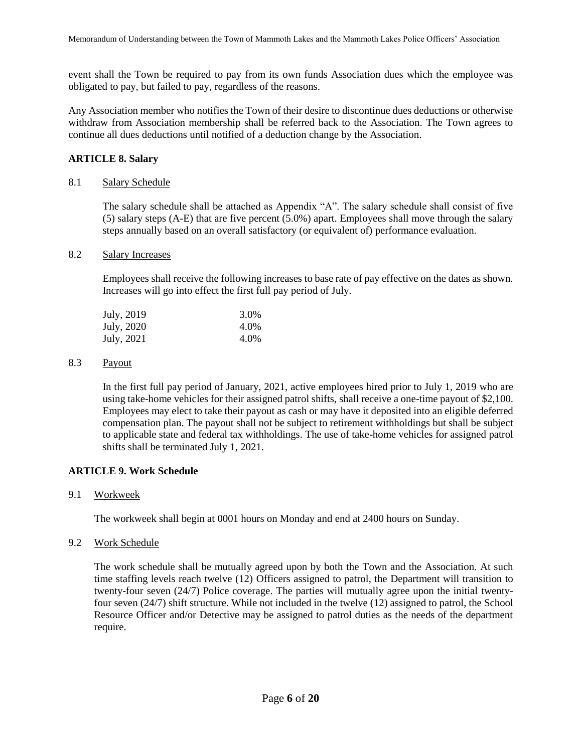event shall the Town be required to pay from its own funds Association dues which the employee was obligated to pay, but failed to pay, regardless of the reasons.

Any Association member who notifies the Town of their desire to discontinue dues deductions or otherwise withdraw from Association membership shall be referred back to the Association. The Town agrees to continue all dues deductions until notified of a deduction change by the Association.

## ARTICLE 8. Salary

### 8.1 Salary Schedule

The salary schedule shall be attached as Appendix "A". The salary schedule shall consist of five (5) salary steps (A-E) that are five percent (5.0%) apart. Employees shall move through the salary steps annually based on an overall satisfactory (or equivalent of) performance evaluation.

### 8.2 Salary Increases

Employees shall receive the following increases to base rate of pay effective on the dates as shown. Increases will go into effect the first full pay period of July.

| | |
|---|---|
| July, 2019 | 3.0% |
| July, 2020 | 4.0% |
| July, 2021 | 4.0% |

### 8.3 Payout

In the first full pay period of January, 2021, active employees hired prior to July 1, 2019 who are using take-home vehicles for their assigned patrol shifts, shall receive a one-time payout of $2,100. Employees may elect to take their payout as cash or may have it deposited into an eligible deferred compensation plan. The payout shall not be subject to retirement withholdings but shall be subject to applicable state and federal tax withholdings. The use of take-home vehicles for assigned patrol shifts shall be terminated July 1, 2021.

## ARTICLE 9. Work Schedule

### 9.1 Workweek

The workweek shall begin at 0001 hours on Monday and end at 2400 hours on Sunday.

### 9.2 Work Schedule

The work schedule shall be mutually agreed upon by both the Town and the Association. At such time staffing levels reach twelve (12) Officers assigned to patrol, the Department will transition to twenty-four seven (24/7) Police coverage. The parties will mutually agree upon the initial twenty-four seven (24/7) shift structure. While not included in the twelve (12) assigned to patrol, the School Resource Officer and/or Detective may be assigned to patrol duties as the needs of the department require.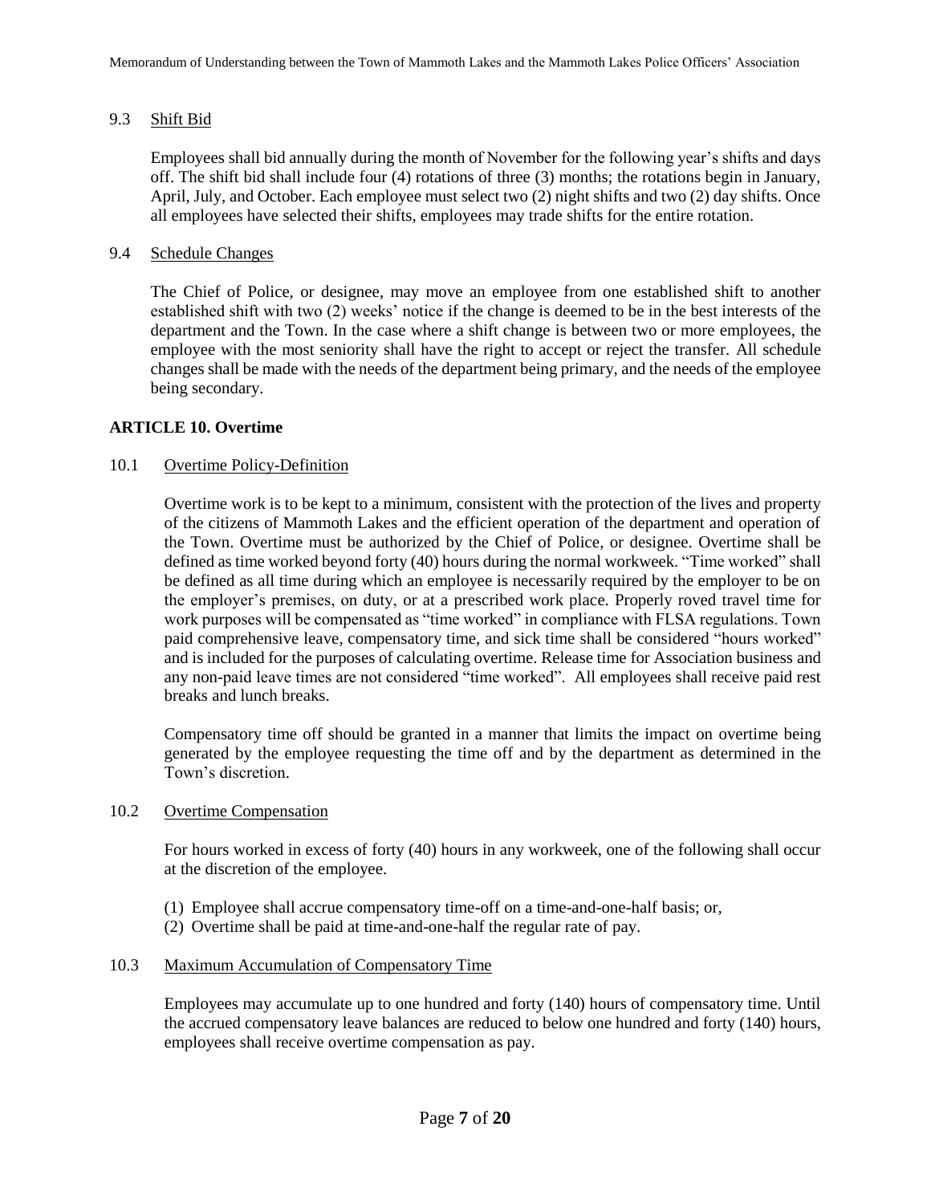### 9.3 Shift Bid

Employees shall bid annually during the month of November for the following year's shifts and days off. The shift bid shall include four (4) rotations of three (3) months; the rotations begin in January, April, July, and October. Each employee must select two (2) night shifts and two (2) day shifts. Once all employees have selected their shifts, employees may trade shifts for the entire rotation.

### 9.4 Schedule Changes

The Chief of Police, or designee, may move an employee from one established shift to another established shift with two (2) weeks' notice if the change is deemed to be in the best interests of the department and the Town. In the case where a shift change is between two or more employees, the employee with the most seniority shall have the right to accept or reject the transfer. All schedule changes shall be made with the needs of the department being primary, and the needs of the employee being secondary.

## ARTICLE 10. Overtime

### 10.1 Overtime Policy-Definition

Overtime work is to be kept to a minimum, consistent with the protection of the lives and property of the citizens of Mammoth Lakes and the efficient operation of the department and operation of the Town. Overtime must be authorized by the Chief of Police, or designee. Overtime shall be defined as time worked beyond forty (40) hours during the normal workweek. "Time worked" shall be defined as all time during which an employee is necessarily required by the employer to be on the employer's premises, on duty, or at a prescribed work place. Properly roved travel time for work purposes will be compensated as "time worked" in compliance with FLSA regulations. Town paid comprehensive leave, compensatory time, and sick time shall be considered "hours worked" and is included for the purposes of calculating overtime. Release time for Association business and any non-paid leave times are not considered "time worked". All employees shall receive paid rest breaks and lunch breaks.

Compensatory time off should be granted in a manner that limits the impact on overtime being generated by the employee requesting the time off and by the department as determined in the Town's discretion.

### 10.2 Overtime Compensation

For hours worked in excess of forty (40) hours in any workweek, one of the following shall occur at the discretion of the employee.

(1) Employee shall accrue compensatory time-off on a time-and-one-half basis; or,
(2) Overtime shall be paid at time-and-one-half the regular rate of pay.

### 10.3 Maximum Accumulation of Compensatory Time

Employees may accumulate up to one hundred and forty (140) hours of compensatory time. Until the accrued compensatory leave balances are reduced to below one hundred and forty (140) hours, employees shall receive overtime compensation as pay.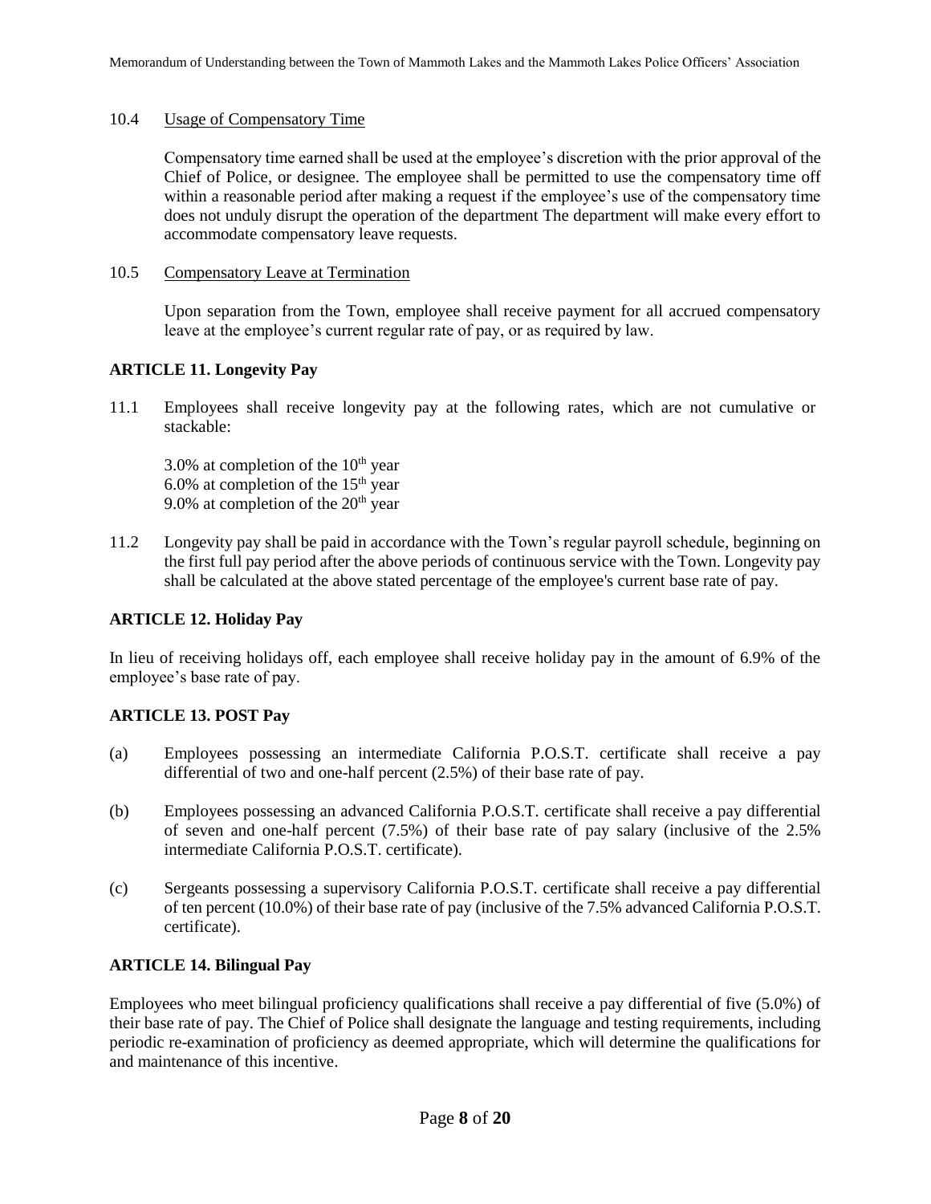10.4 Usage of Compensatory Time

Compensatory time earned shall be used at the employee's discretion with the prior approval of the Chief of Police, or designee. The employee shall be permitted to use the compensatory time off within a reasonable period after making a request if the employee's use of the compensatory time does not unduly disrupt the operation of the department The department will make every effort to accommodate compensatory leave requests.

10.5 Compensatory Leave at Termination

Upon separation from the Town, employee shall receive payment for all accrued compensatory leave at the employee's current regular rate of pay, or as required by law.

**ARTICLE 11. Longevity Pay**

11.1 Employees shall receive longevity pay at the following rates, which are not cumulative or stackable:

3.0% at completion of the 10th year
6.0% at completion of the 15th year
9.0% at completion of the 20th year

11.2 Longevity pay shall be paid in accordance with the Town's regular payroll schedule, beginning on the first full pay period after the above periods of continuous service with the Town. Longevity pay shall be calculated at the above stated percentage of the employee's current base rate of pay.

**ARTICLE 12. Holiday Pay**

In lieu of receiving holidays off, each employee shall receive holiday pay in the amount of 6.9% of the employee's base rate of pay.

**ARTICLE 13. POST Pay**

(a) Employees possessing an intermediate California P.O.S.T. certificate shall receive a pay differential of two and one-half percent (2.5%) of their base rate of pay.

(b) Employees possessing an advanced California P.O.S.T. certificate shall receive a pay differential of seven and one-half percent (7.5%) of their base rate of pay salary (inclusive of the 2.5% intermediate California P.O.S.T. certificate).

(c) Sergeants possessing a supervisory California P.O.S.T. certificate shall receive a pay differential of ten percent (10.0%) of their base rate of pay (inclusive of the 7.5% advanced California P.O.S.T. certificate).

**ARTICLE 14. Bilingual Pay**

Employees who meet bilingual proficiency qualifications shall receive a pay differential of five (5.0%) of their base rate of pay. The Chief of Police shall designate the language and testing requirements, including periodic re-examination of proficiency as deemed appropriate, which will determine the qualifications for and maintenance of this incentive.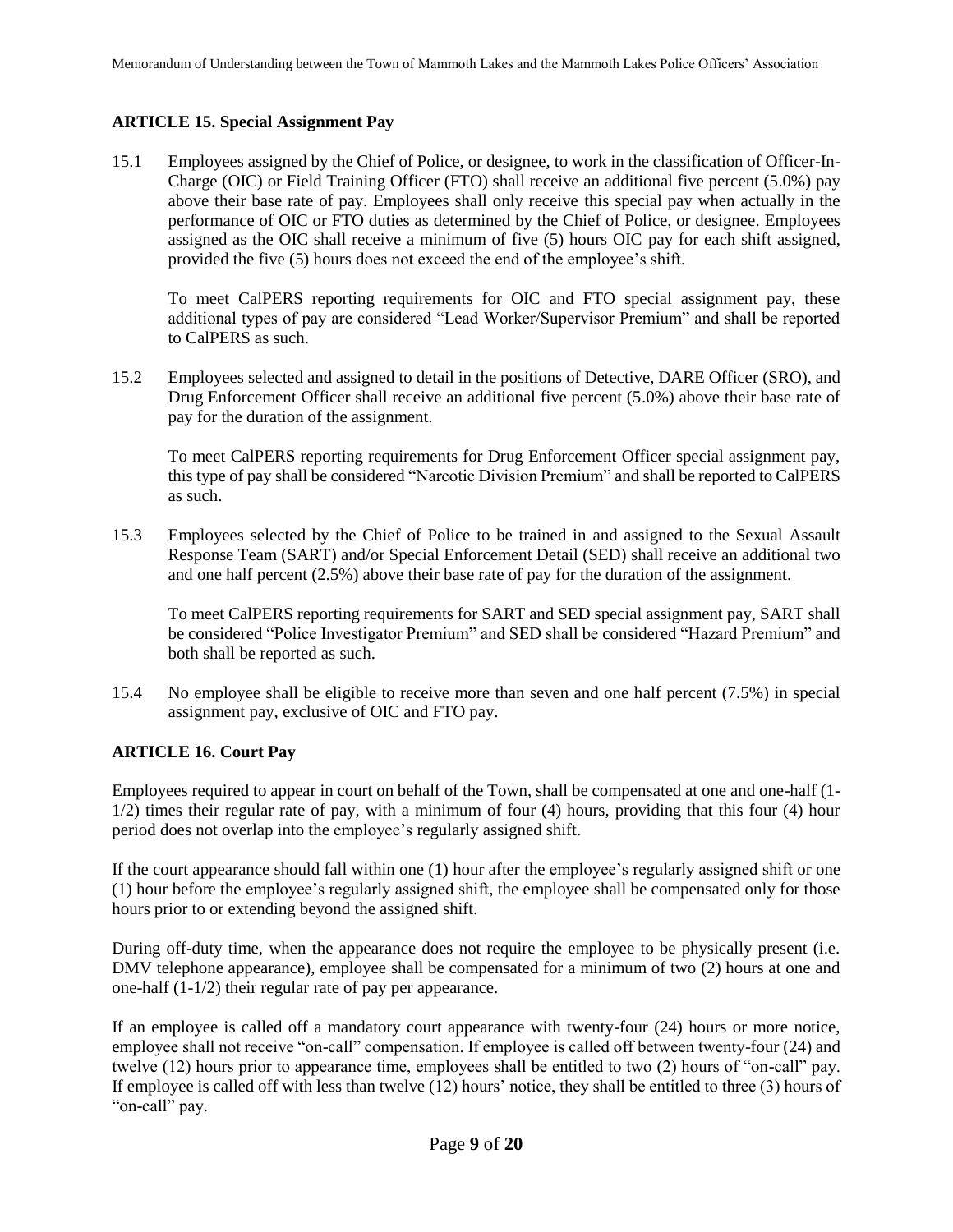## ARTICLE 15. Special Assignment Pay

15.1 Employees assigned by the Chief of Police, or designee, to work in the classification of Officer-In-Charge (OIC) or Field Training Officer (FTO) shall receive an additional five percent (5.0%) pay above their base rate of pay. Employees shall only receive this special pay when actually in the performance of OIC or FTO duties as determined by the Chief of Police, or designee. Employees assigned as the OIC shall receive a minimum of five (5) hours OIC pay for each shift assigned, provided the five (5) hours does not exceed the end of the employee's shift.

To meet CalPERS reporting requirements for OIC and FTO special assignment pay, these additional types of pay are considered "Lead Worker/Supervisor Premium" and shall be reported to CalPERS as such.

15.2 Employees selected and assigned to detail in the positions of Detective, DARE Officer (SRO), and Drug Enforcement Officer shall receive an additional five percent (5.0%) above their base rate of pay for the duration of the assignment.

To meet CalPERS reporting requirements for Drug Enforcement Officer special assignment pay, this type of pay shall be considered "Narcotic Division Premium" and shall be reported to CalPERS as such.

15.3 Employees selected by the Chief of Police to be trained in and assigned to the Sexual Assault Response Team (SART) and/or Special Enforcement Detail (SED) shall receive an additional two and one half percent (2.5%) above their base rate of pay for the duration of the assignment.

To meet CalPERS reporting requirements for SART and SED special assignment pay, SART shall be considered "Police Investigator Premium" and SED shall be considered "Hazard Premium" and both shall be reported as such.

15.4 No employee shall be eligible to receive more than seven and one half percent (7.5%) in special assignment pay, exclusive of OIC and FTO pay.

## ARTICLE 16. Court Pay

Employees required to appear in court on behalf of the Town, shall be compensated at one and one-half (1-1/2) times their regular rate of pay, with a minimum of four (4) hours, providing that this four (4) hour period does not overlap into the employee's regularly assigned shift.

If the court appearance should fall within one (1) hour after the employee's regularly assigned shift or one (1) hour before the employee's regularly assigned shift, the employee shall be compensated only for those hours prior to or extending beyond the assigned shift.

During off-duty time, when the appearance does not require the employee to be physically present (i.e. DMV telephone appearance), employee shall be compensated for a minimum of two (2) hours at one and one-half (1-1/2) their regular rate of pay per appearance.

If an employee is called off a mandatory court appearance with twenty-four (24) hours or more notice, employee shall not receive "on-call" compensation. If employee is called off between twenty-four (24) and twelve (12) hours prior to appearance time, employees shall be entitled to two (2) hours of "on-call" pay. If employee is called off with less than twelve (12) hours' notice, they shall be entitled to three (3) hours of "on-call" pay.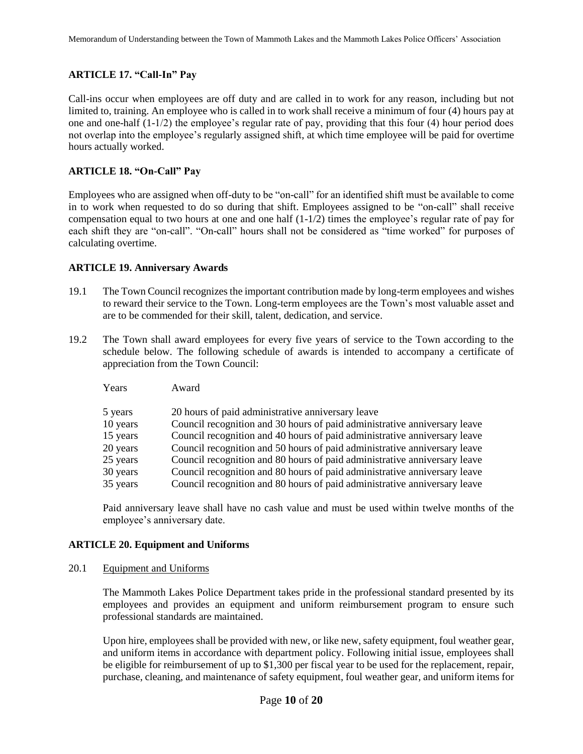## ARTICLE 17. "Call-In" Pay

Call-ins occur when employees are off duty and are called in to work for any reason, including but not limited to, training. An employee who is called in to work shall receive a minimum of four (4) hours pay at one and one-half (1-1/2) the employee's regular rate of pay, providing that this four (4) hour period does not overlap into the employee's regularly assigned shift, at which time employee will be paid for overtime hours actually worked.

## ARTICLE 18. "On-Call" Pay

Employees who are assigned when off-duty to be "on-call" for an identified shift must be available to come in to work when requested to do so during that shift. Employees assigned to be "on-call" shall receive compensation equal to two hours at one and one half (1-1/2) times the employee's regular rate of pay for each shift they are "on-call". "On-call" hours shall not be considered as "time worked" for purposes of calculating overtime.

## ARTICLE 19. Anniversary Awards

19.1 The Town Council recognizes the important contribution made by long-term employees and wishes to reward their service to the Town. Long-term employees are the Town's most valuable asset and are to be commended for their skill, talent, dedication, and service.

19.2 The Town shall award employees for every five years of service to the Town according to the schedule below. The following schedule of awards is intended to accompany a certificate of appreciation from the Town Council:

| Years | Award |
|---|---|
| 5 years | 20 hours of paid administrative anniversary leave |
| 10 years | Council recognition and 30 hours of paid administrative anniversary leave |
| 15 years | Council recognition and 40 hours of paid administrative anniversary leave |
| 20 years | Council recognition and 50 hours of paid administrative anniversary leave |
| 25 years | Council recognition and 80 hours of paid administrative anniversary leave |
| 30 years | Council recognition and 80 hours of paid administrative anniversary leave |
| 35 years | Council recognition and 80 hours of paid administrative anniversary leave |

Paid anniversary leave shall have no cash value and must be used within twelve months of the employee's anniversary date.

## ARTICLE 20. Equipment and Uniforms

20.1 Equipment and Uniforms

The Mammoth Lakes Police Department takes pride in the professional standard presented by its employees and provides an equipment and uniform reimbursement program to ensure such professional standards are maintained.

Upon hire, employees shall be provided with new, or like new, safety equipment, foul weather gear, and uniform items in accordance with department policy. Following initial issue, employees shall be eligible for reimbursement of up to $1,300 per fiscal year to be used for the replacement, repair, purchase, cleaning, and maintenance of safety equipment, foul weather gear, and uniform items for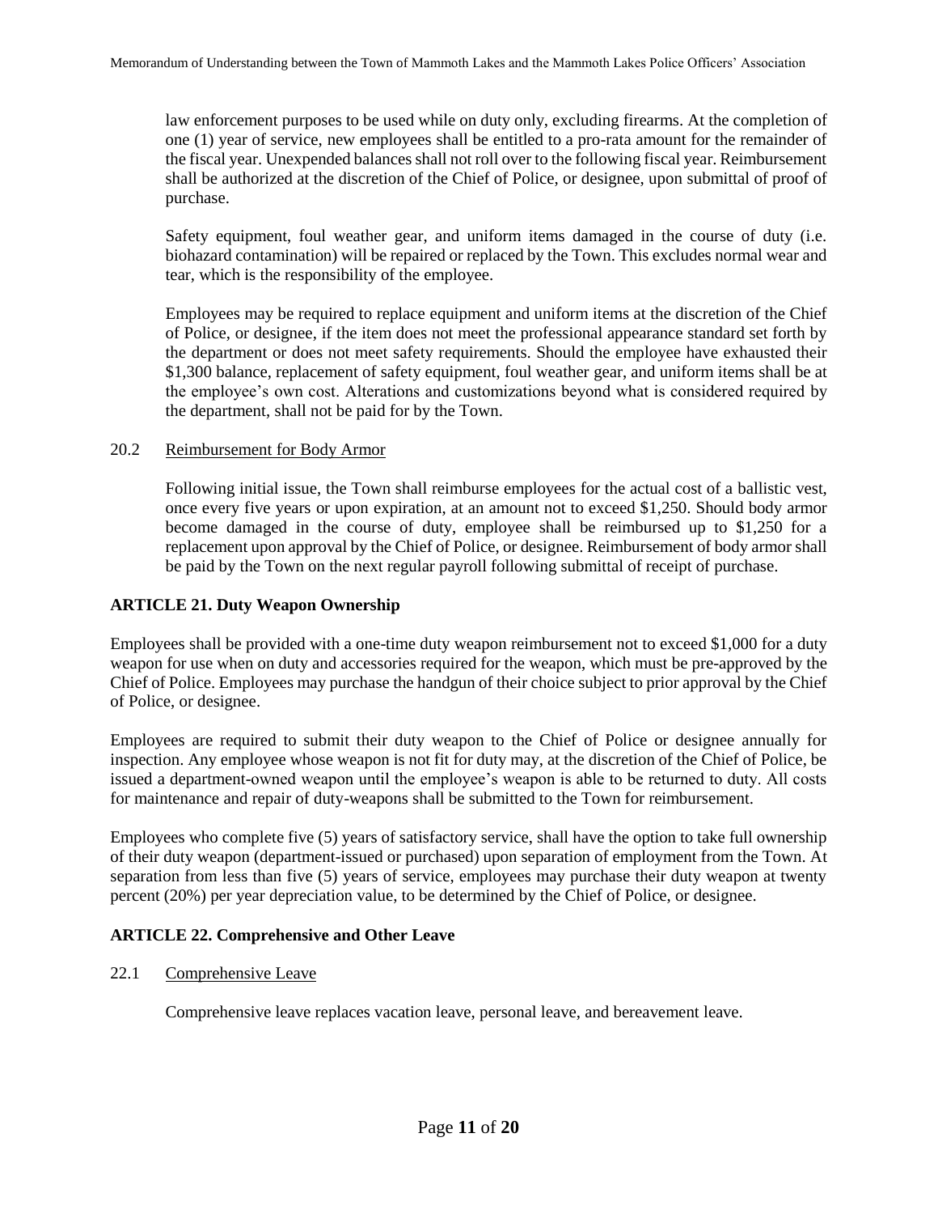law enforcement purposes to be used while on duty only, excluding firearms. At the completion of one (1) year of service, new employees shall be entitled to a pro-rata amount for the remainder of the fiscal year. Unexpended balances shall not roll over to the following fiscal year. Reimbursement shall be authorized at the discretion of the Chief of Police, or designee, upon submittal of proof of purchase.

Safety equipment, foul weather gear, and uniform items damaged in the course of duty (i.e. biohazard contamination) will be repaired or replaced by the Town. This excludes normal wear and tear, which is the responsibility of the employee.

Employees may be required to replace equipment and uniform items at the discretion of the Chief of Police, or designee, if the item does not meet the professional appearance standard set forth by the department or does not meet safety requirements. Should the employee have exhausted their $1,300 balance, replacement of safety equipment, foul weather gear, and uniform items shall be at the employee's own cost. Alterations and customizations beyond what is considered required by the department, shall not be paid for by the Town.

20.2 Reimbursement for Body Armor

Following initial issue, the Town shall reimburse employees for the actual cost of a ballistic vest, once every five years or upon expiration, at an amount not to exceed $1,250. Should body armor become damaged in the course of duty, employee shall be reimbursed up to $1,250 for a replacement upon approval by the Chief of Police, or designee. Reimbursement of body armor shall be paid by the Town on the next regular payroll following submittal of receipt of purchase.

## ARTICLE 21. Duty Weapon Ownership

Employees shall be provided with a one-time duty weapon reimbursement not to exceed $1,000 for a duty weapon for use when on duty and accessories required for the weapon, which must be pre-approved by the Chief of Police. Employees may purchase the handgun of their choice subject to prior approval by the Chief of Police, or designee.

Employees are required to submit their duty weapon to the Chief of Police or designee annually for inspection. Any employee whose weapon is not fit for duty may, at the discretion of the Chief of Police, be issued a department-owned weapon until the employee's weapon is able to be returned to duty. All costs for maintenance and repair of duty-weapons shall be submitted to the Town for reimbursement.

Employees who complete five (5) years of satisfactory service, shall have the option to take full ownership of their duty weapon (department-issued or purchased) upon separation of employment from the Town. At separation from less than five (5) years of service, employees may purchase their duty weapon at twenty percent (20%) per year depreciation value, to be determined by the Chief of Police, or designee.

## ARTICLE 22. Comprehensive and Other Leave

22.1 Comprehensive Leave

Comprehensive leave replaces vacation leave, personal leave, and bereavement leave.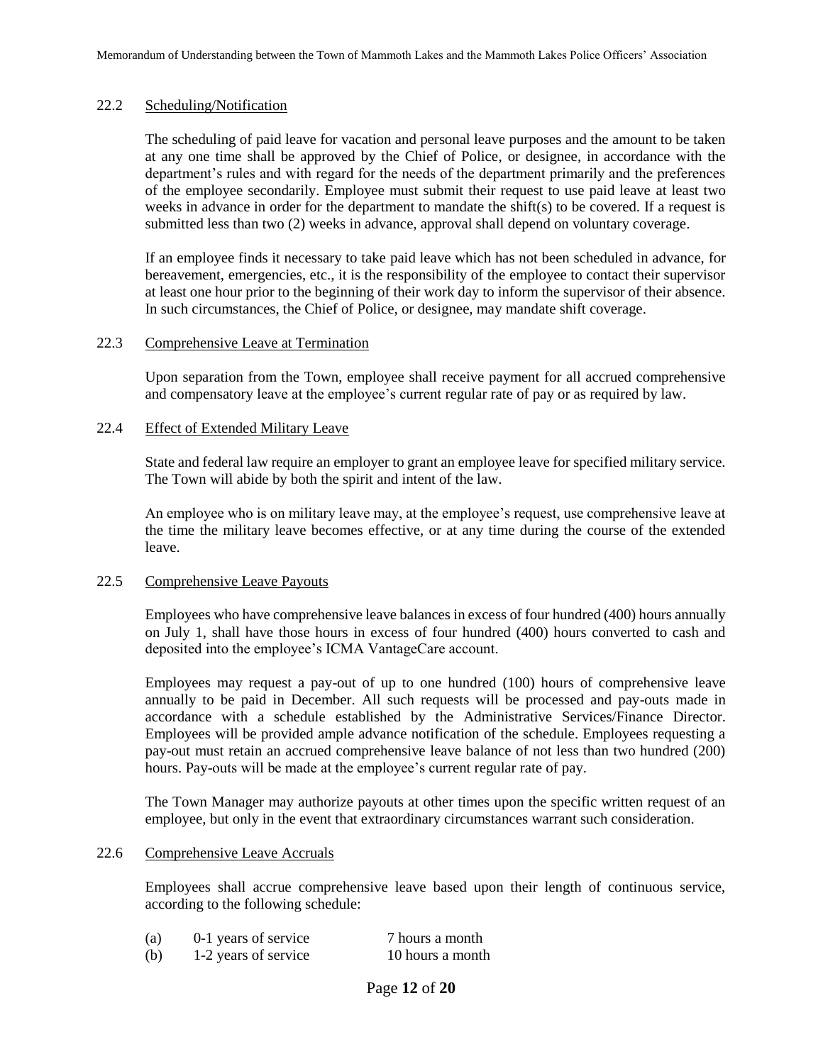### 22.2 Scheduling/Notification

The scheduling of paid leave for vacation and personal leave purposes and the amount to be taken at any one time shall be approved by the Chief of Police, or designee, in accordance with the department's rules and with regard for the needs of the department primarily and the preferences of the employee secondarily. Employee must submit their request to use paid leave at least two weeks in advance in order for the department to mandate the shift(s) to be covered. If a request is submitted less than two (2) weeks in advance, approval shall depend on voluntary coverage.

If an employee finds it necessary to take paid leave which has not been scheduled in advance, for bereavement, emergencies, etc., it is the responsibility of the employee to contact their supervisor at least one hour prior to the beginning of their work day to inform the supervisor of their absence. In such circumstances, the Chief of Police, or designee, may mandate shift coverage.

### 22.3 Comprehensive Leave at Termination

Upon separation from the Town, employee shall receive payment for all accrued comprehensive and compensatory leave at the employee's current regular rate of pay or as required by law.

### 22.4 Effect of Extended Military Leave

State and federal law require an employer to grant an employee leave for specified military service. The Town will abide by both the spirit and intent of the law.

An employee who is on military leave may, at the employee's request, use comprehensive leave at the time the military leave becomes effective, or at any time during the course of the extended leave.

### 22.5 Comprehensive Leave Payouts

Employees who have comprehensive leave balances in excess of four hundred (400) hours annually on July 1, shall have those hours in excess of four hundred (400) hours converted to cash and deposited into the employee's ICMA VantageCare account.

Employees may request a pay-out of up to one hundred (100) hours of comprehensive leave annually to be paid in December. All such requests will be processed and pay-outs made in accordance with a schedule established by the Administrative Services/Finance Director. Employees will be provided ample advance notification of the schedule. Employees requesting a pay-out must retain an accrued comprehensive leave balance of not less than two hundred (200) hours. Pay-outs will be made at the employee's current regular rate of pay.

The Town Manager may authorize payouts at other times upon the specific written request of an employee, but only in the event that extraordinary circumstances warrant such consideration.

### 22.6 Comprehensive Leave Accruals

Employees shall accrue comprehensive leave based upon their length of continuous service, according to the following schedule:

| | | |
|---|---|---|
| (a) | 0-1 years of service | 7 hours a month |
| (b) | 1-2 years of service | 10 hours a month |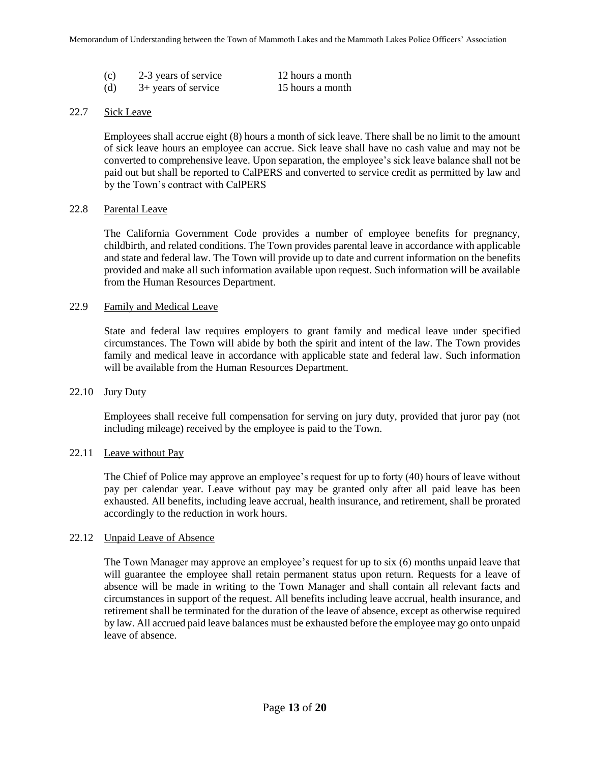(c) 2-3 years of service 12 hours a month
(d) 3+ years of service 15 hours a month

22.7 Sick Leave

Employees shall accrue eight (8) hours a month of sick leave. There shall be no limit to the amount of sick leave hours an employee can accrue. Sick leave shall have no cash value and may not be converted to comprehensive leave. Upon separation, the employee's sick leave balance shall not be paid out but shall be reported to CalPERS and converted to service credit as permitted by law and by the Town's contract with CalPERS

22.8 Parental Leave

The California Government Code provides a number of employee benefits for pregnancy, childbirth, and related conditions. The Town provides parental leave in accordance with applicable and state and federal law. The Town will provide up to date and current information on the benefits provided and make all such information available upon request. Such information will be available from the Human Resources Department.

22.9 Family and Medical Leave

State and federal law requires employers to grant family and medical leave under specified circumstances. The Town will abide by both the spirit and intent of the law. The Town provides family and medical leave in accordance with applicable state and federal law. Such information will be available from the Human Resources Department.

22.10 Jury Duty

Employees shall receive full compensation for serving on jury duty, provided that juror pay (not including mileage) received by the employee is paid to the Town.

22.11 Leave without Pay

The Chief of Police may approve an employee's request for up to forty (40) hours of leave without pay per calendar year. Leave without pay may be granted only after all paid leave has been exhausted. All benefits, including leave accrual, health insurance, and retirement, shall be prorated accordingly to the reduction in work hours.

22.12 Unpaid Leave of Absence

The Town Manager may approve an employee's request for up to six (6) months unpaid leave that will guarantee the employee shall retain permanent status upon return. Requests for a leave of absence will be made in writing to the Town Manager and shall contain all relevant facts and circumstances in support of the request. All benefits including leave accrual, health insurance, and retirement shall be terminated for the duration of the leave of absence, except as otherwise required by law. All accrued paid leave balances must be exhausted before the employee may go onto unpaid leave of absence.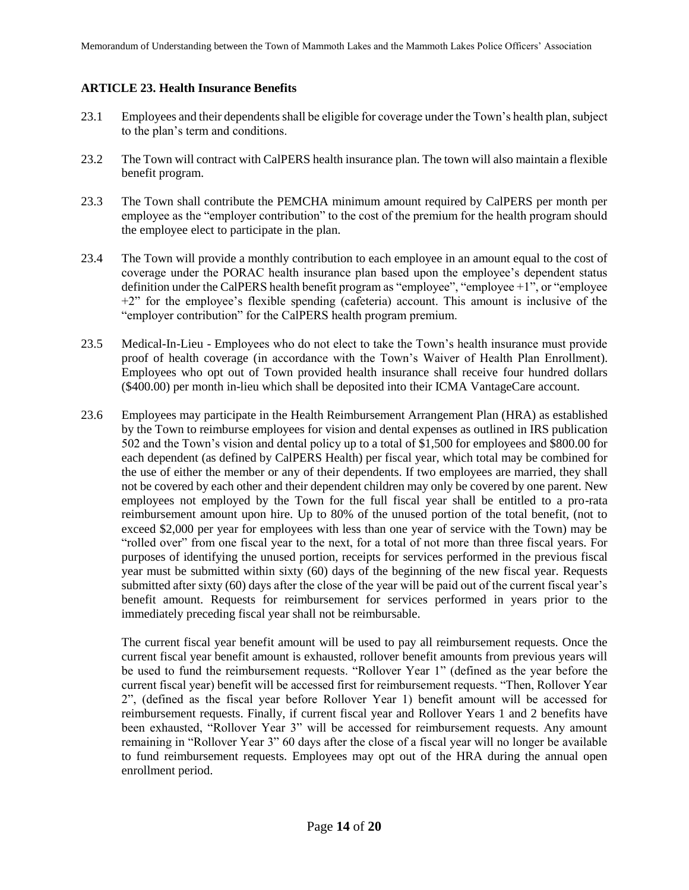### ARTICLE 23. Health Insurance Benefits

23.1 Employees and their dependents shall be eligible for coverage under the Town's health plan, subject to the plan's term and conditions.

23.2 The Town will contract with CalPERS health insurance plan. The town will also maintain a flexible benefit program.

23.3 The Town shall contribute the PEMCHA minimum amount required by CalPERS per month per employee as the "employer contribution" to the cost of the premium for the health program should the employee elect to participate in the plan.

23.4 The Town will provide a monthly contribution to each employee in an amount equal to the cost of coverage under the PORAC health insurance plan based upon the employee's dependent status definition under the CalPERS health benefit program as "employee", "employee +1", or "employee +2" for the employee's flexible spending (cafeteria) account. This amount is inclusive of the "employer contribution" for the CalPERS health program premium.

23.5 Medical-In-Lieu - Employees who do not elect to take the Town's health insurance must provide proof of health coverage (in accordance with the Town's Waiver of Health Plan Enrollment). Employees who opt out of Town provided health insurance shall receive four hundred dollars ($400.00) per month in-lieu which shall be deposited into their ICMA VantageCare account.

23.6 Employees may participate in the Health Reimbursement Arrangement Plan (HRA) as established by the Town to reimburse employees for vision and dental expenses as outlined in IRS publication 502 and the Town's vision and dental policy up to a total of $1,500 for employees and $800.00 for each dependent (as defined by CalPERS Health) per fiscal year, which total may be combined for the use of either the member or any of their dependents. If two employees are married, they shall not be covered by each other and their dependent children may only be covered by one parent. New employees not employed by the Town for the full fiscal year shall be entitled to a pro-rata reimbursement amount upon hire. Up to 80% of the unused portion of the total benefit, (not to exceed $2,000 per year for employees with less than one year of service with the Town) may be "rolled over" from one fiscal year to the next, for a total of not more than three fiscal years. For purposes of identifying the unused portion, receipts for services performed in the previous fiscal year must be submitted within sixty (60) days of the beginning of the new fiscal year. Requests submitted after sixty (60) days after the close of the year will be paid out of the current fiscal year's benefit amount. Requests for reimbursement for services performed in years prior to the immediately preceding fiscal year shall not be reimbursable.

The current fiscal year benefit amount will be used to pay all reimbursement requests. Once the current fiscal year benefit amount is exhausted, rollover benefit amounts from previous years will be used to fund the reimbursement requests. "Rollover Year 1" (defined as the year before the current fiscal year) benefit will be accessed first for reimbursement requests. "Then, Rollover Year 2", (defined as the fiscal year before Rollover Year 1) benefit amount will be accessed for reimbursement requests. Finally, if current fiscal year and Rollover Years 1 and 2 benefits have been exhausted, "Rollover Year 3" will be accessed for reimbursement requests. Any amount remaining in "Rollover Year 3" 60 days after the close of a fiscal year will no longer be available to fund reimbursement requests. Employees may opt out of the HRA during the annual open enrollment period.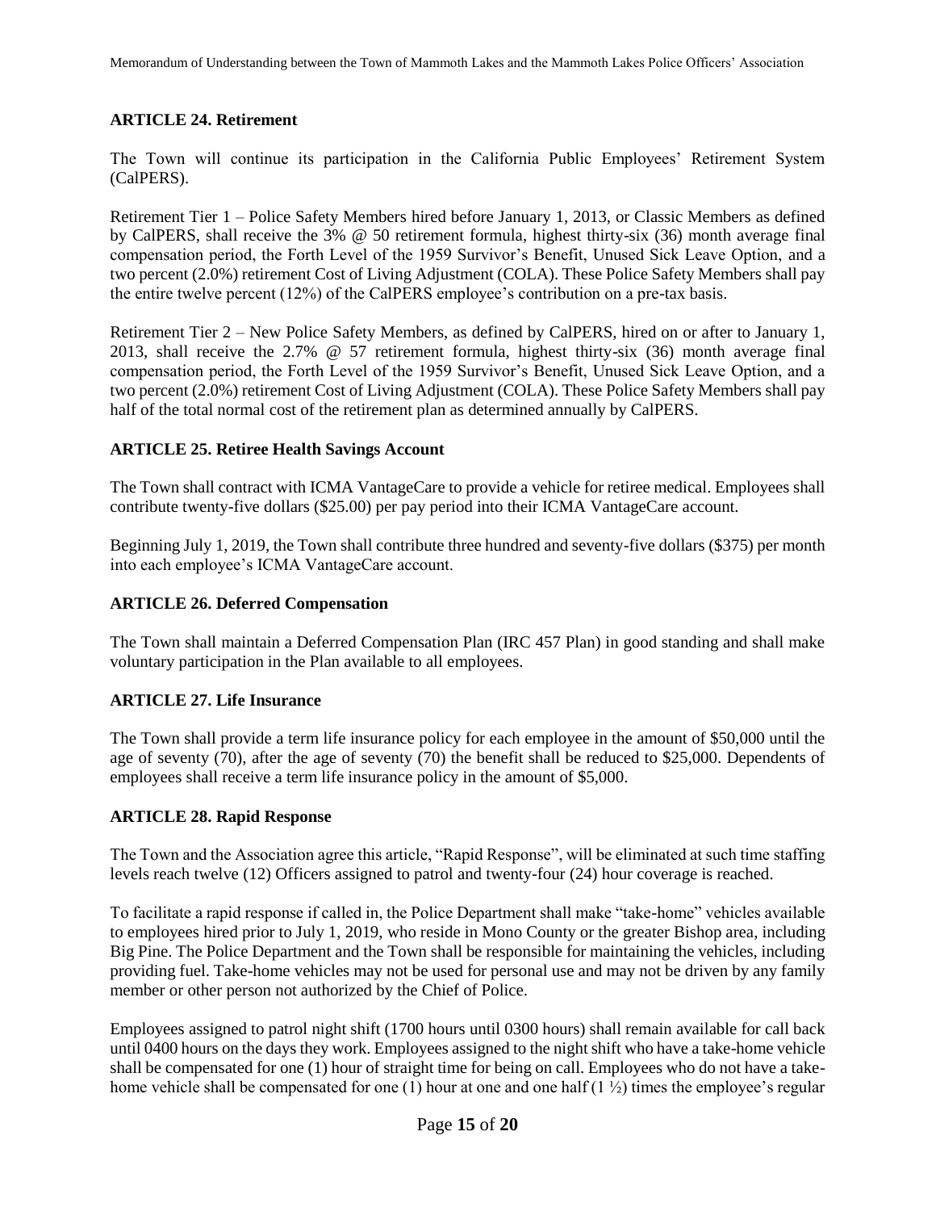## ARTICLE 24. Retirement

The Town will continue its participation in the California Public Employees' Retirement System (CalPERS).

Retirement Tier 1 – Police Safety Members hired before January 1, 2013, or Classic Members as defined by CalPERS, shall receive the 3% @ 50 retirement formula, highest thirty-six (36) month average final compensation period, the Forth Level of the 1959 Survivor's Benefit, Unused Sick Leave Option, and a two percent (2.0%) retirement Cost of Living Adjustment (COLA). These Police Safety Members shall pay the entire twelve percent (12%) of the CalPERS employee's contribution on a pre-tax basis.

Retirement Tier 2 – New Police Safety Members, as defined by CalPERS, hired on or after to January 1, 2013, shall receive the 2.7% @ 57 retirement formula, highest thirty-six (36) month average final compensation period, the Forth Level of the 1959 Survivor's Benefit, Unused Sick Leave Option, and a two percent (2.0%) retirement Cost of Living Adjustment (COLA). These Police Safety Members shall pay half of the total normal cost of the retirement plan as determined annually by CalPERS.

## ARTICLE 25. Retiree Health Savings Account

The Town shall contract with ICMA VantageCare to provide a vehicle for retiree medical. Employees shall contribute twenty-five dollars ($25.00) per pay period into their ICMA VantageCare account.

Beginning July 1, 2019, the Town shall contribute three hundred and seventy-five dollars ($375) per month into each employee's ICMA VantageCare account.

## ARTICLE 26. Deferred Compensation

The Town shall maintain a Deferred Compensation Plan (IRC 457 Plan) in good standing and shall make voluntary participation in the Plan available to all employees.

## ARTICLE 27. Life Insurance

The Town shall provide a term life insurance policy for each employee in the amount of $50,000 until the age of seventy (70), after the age of seventy (70) the benefit shall be reduced to $25,000. Dependents of employees shall receive a term life insurance policy in the amount of $5,000.

## ARTICLE 28. Rapid Response

The Town and the Association agree this article, "Rapid Response", will be eliminated at such time staffing levels reach twelve (12) Officers assigned to patrol and twenty-four (24) hour coverage is reached.

To facilitate a rapid response if called in, the Police Department shall make "take-home" vehicles available to employees hired prior to July 1, 2019, who reside in Mono County or the greater Bishop area, including Big Pine. The Police Department and the Town shall be responsible for maintaining the vehicles, including providing fuel. Take-home vehicles may not be used for personal use and may not be driven by any family member or other person not authorized by the Chief of Police.

Employees assigned to patrol night shift (1700 hours until 0300 hours) shall remain available for call back until 0400 hours on the days they work. Employees assigned to the night shift who have a take-home vehicle shall be compensated for one (1) hour of straight time for being on call. Employees who do not have a take-home vehicle shall be compensated for one (1) hour at one and one half (1 ½) times the employee's regular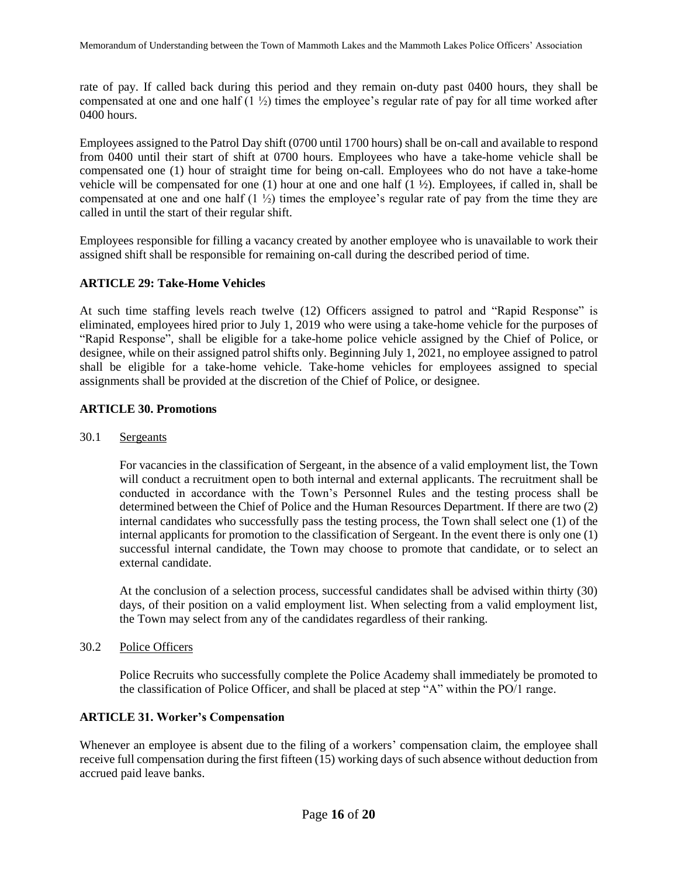rate of pay. If called back during this period and they remain on-duty past 0400 hours, they shall be compensated at one and one half (1 ½) times the employee's regular rate of pay for all time worked after 0400 hours.

Employees assigned to the Patrol Day shift (0700 until 1700 hours) shall be on-call and available to respond from 0400 until their start of shift at 0700 hours. Employees who have a take-home vehicle shall be compensated one (1) hour of straight time for being on-call. Employees who do not have a take-home vehicle will be compensated for one (1) hour at one and one half (1 ½). Employees, if called in, shall be compensated at one and one half (1 ½) times the employee's regular rate of pay from the time they are called in until the start of their regular shift.

Employees responsible for filling a vacancy created by another employee who is unavailable to work their assigned shift shall be responsible for remaining on-call during the described period of time.

## ARTICLE 29: Take-Home Vehicles

At such time staffing levels reach twelve (12) Officers assigned to patrol and "Rapid Response" is eliminated, employees hired prior to July 1, 2019 who were using a take-home vehicle for the purposes of "Rapid Response", shall be eligible for a take-home police vehicle assigned by the Chief of Police, or designee, while on their assigned patrol shifts only. Beginning July 1, 2021, no employee assigned to patrol shall be eligible for a take-home vehicle. Take-home vehicles for employees assigned to special assignments shall be provided at the discretion of the Chief of Police, or designee.

## ARTICLE 30. Promotions

30.1 Sergeants

For vacancies in the classification of Sergeant, in the absence of a valid employment list, the Town will conduct a recruitment open to both internal and external applicants. The recruitment shall be conducted in accordance with the Town's Personnel Rules and the testing process shall be determined between the Chief of Police and the Human Resources Department. If there are two (2) internal candidates who successfully pass the testing process, the Town shall select one (1) of the internal applicants for promotion to the classification of Sergeant. In the event there is only one (1) successful internal candidate, the Town may choose to promote that candidate, or to select an external candidate.

At the conclusion of a selection process, successful candidates shall be advised within thirty (30) days, of their position on a valid employment list. When selecting from a valid employment list, the Town may select from any of the candidates regardless of their ranking.

30.2 Police Officers

Police Recruits who successfully complete the Police Academy shall immediately be promoted to the classification of Police Officer, and shall be placed at step "A" within the PO/1 range.

## ARTICLE 31. Worker's Compensation

Whenever an employee is absent due to the filing of a workers' compensation claim, the employee shall receive full compensation during the first fifteen (15) working days of such absence without deduction from accrued paid leave banks.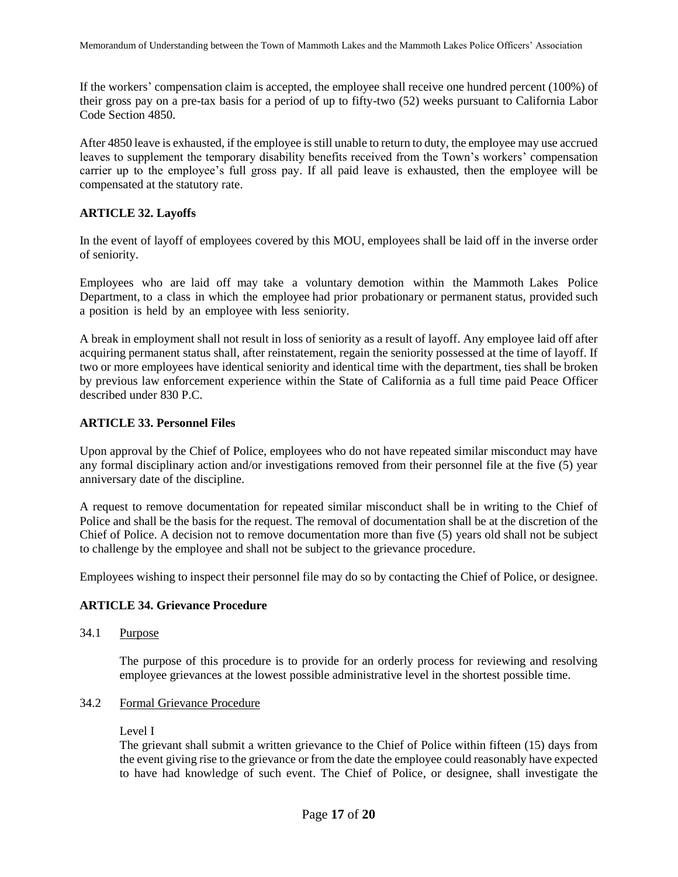If the workers' compensation claim is accepted, the employee shall receive one hundred percent (100%) of their gross pay on a pre-tax basis for a period of up to fifty-two (52) weeks pursuant to California Labor Code Section 4850.

After 4850 leave is exhausted, if the employee is still unable to return to duty, the employee may use accrued leaves to supplement the temporary disability benefits received from the Town's workers' compensation carrier up to the employee's full gross pay. If all paid leave is exhausted, then the employee will be compensated at the statutory rate.

## ARTICLE 32. Layoffs

In the event of layoff of employees covered by this MOU, employees shall be laid off in the inverse order of seniority.

Employees who are laid off may take a voluntary demotion within the Mammoth Lakes Police Department, to a class in which the employee had prior probationary or permanent status, provided such a position is held by an employee with less seniority.

A break in employment shall not result in loss of seniority as a result of layoff. Any employee laid off after acquiring permanent status shall, after reinstatement, regain the seniority possessed at the time of layoff. If two or more employees have identical seniority and identical time with the department, ties shall be broken by previous law enforcement experience within the State of California as a full time paid Peace Officer described under 830 P.C.

## ARTICLE 33. Personnel Files

Upon approval by the Chief of Police, employees who do not have repeated similar misconduct may have any formal disciplinary action and/or investigations removed from their personnel file at the five (5) year anniversary date of the discipline.

A request to remove documentation for repeated similar misconduct shall be in writing to the Chief of Police and shall be the basis for the request. The removal of documentation shall be at the discretion of the Chief of Police. A decision not to remove documentation more than five (5) years old shall not be subject to challenge by the employee and shall not be subject to the grievance procedure.

Employees wishing to inspect their personnel file may do so by contacting the Chief of Police, or designee.

## ARTICLE 34. Grievance Procedure

### 34.1 Purpose

The purpose of this procedure is to provide for an orderly process for reviewing and resolving employee grievances at the lowest possible administrative level in the shortest possible time.

### 34.2 Formal Grievance Procedure

Level I

The grievant shall submit a written grievance to the Chief of Police within fifteen (15) days from the event giving rise to the grievance or from the date the employee could reasonably have expected to have had knowledge of such event. The Chief of Police, or designee, shall investigate the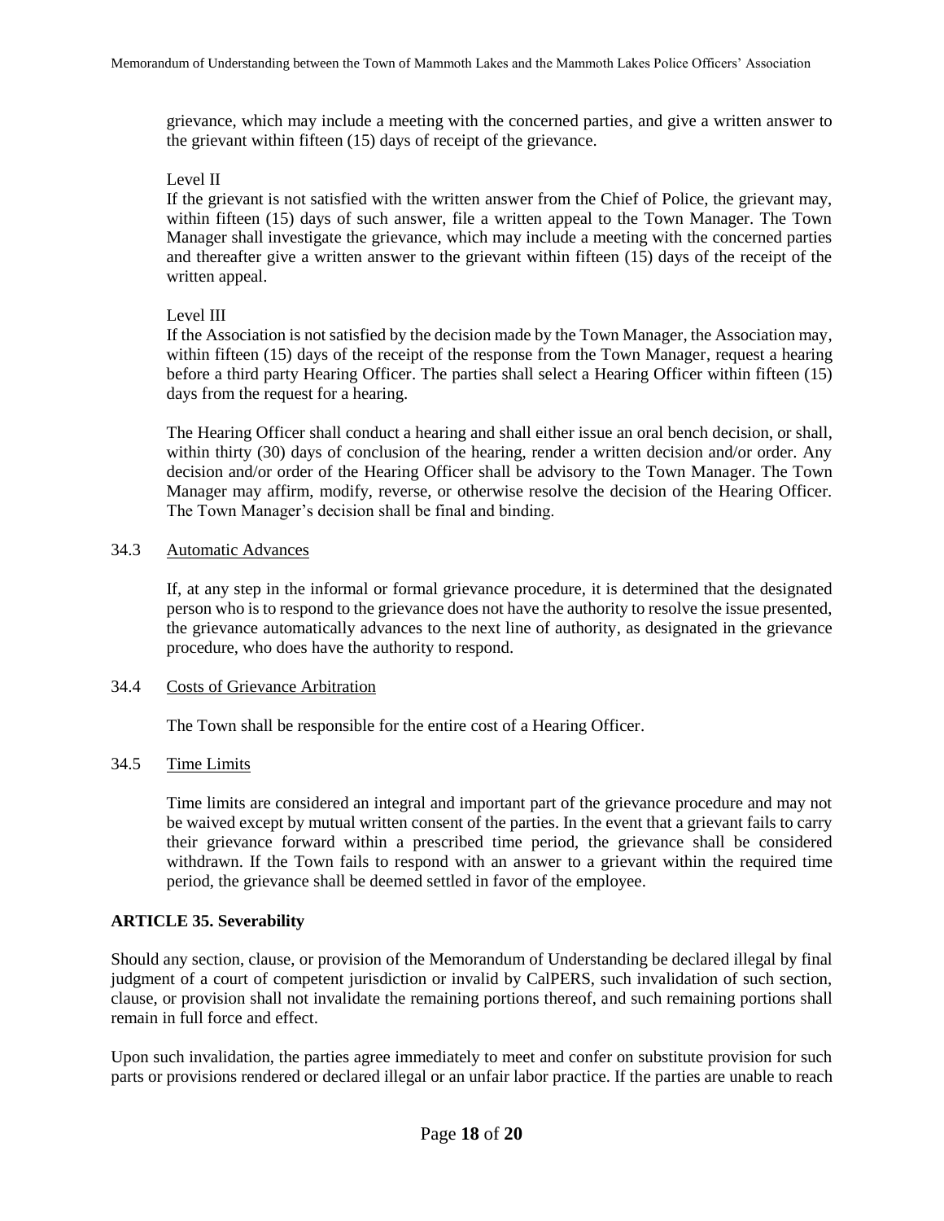grievance, which may include a meeting with the concerned parties, and give a written answer to the grievant within fifteen (15) days of receipt of the grievance.

Level II

If the grievant is not satisfied with the written answer from the Chief of Police, the grievant may, within fifteen (15) days of such answer, file a written appeal to the Town Manager. The Town Manager shall investigate the grievance, which may include a meeting with the concerned parties and thereafter give a written answer to the grievant within fifteen (15) days of the receipt of the written appeal.

Level III

If the Association is not satisfied by the decision made by the Town Manager, the Association may, within fifteen (15) days of the receipt of the response from the Town Manager, request a hearing before a third party Hearing Officer. The parties shall select a Hearing Officer within fifteen (15) days from the request for a hearing.

The Hearing Officer shall conduct a hearing and shall either issue an oral bench decision, or shall, within thirty (30) days of conclusion of the hearing, render a written decision and/or order. Any decision and/or order of the Hearing Officer shall be advisory to the Town Manager. The Town Manager may affirm, modify, reverse, or otherwise resolve the decision of the Hearing Officer. The Town Manager's decision shall be final and binding.

34.3 Automatic Advances

If, at any step in the informal or formal grievance procedure, it is determined that the designated person who is to respond to the grievance does not have the authority to resolve the issue presented, the grievance automatically advances to the next line of authority, as designated in the grievance procedure, who does have the authority to respond.

34.4 Costs of Grievance Arbitration

The Town shall be responsible for the entire cost of a Hearing Officer.

34.5 Time Limits

Time limits are considered an integral and important part of the grievance procedure and may not be waived except by mutual written consent of the parties. In the event that a grievant fails to carry their grievance forward within a prescribed time period, the grievance shall be considered withdrawn. If the Town fails to respond with an answer to a grievant within the required time period, the grievance shall be deemed settled in favor of the employee.

**ARTICLE 35. Severability**

Should any section, clause, or provision of the Memorandum of Understanding be declared illegal by final judgment of a court of competent jurisdiction or invalid by CalPERS, such invalidation of such section, clause, or provision shall not invalidate the remaining portions thereof, and such remaining portions shall remain in full force and effect.

Upon such invalidation, the parties agree immediately to meet and confer on substitute provision for such parts or provisions rendered or declared illegal or an unfair labor practice. If the parties are unable to reach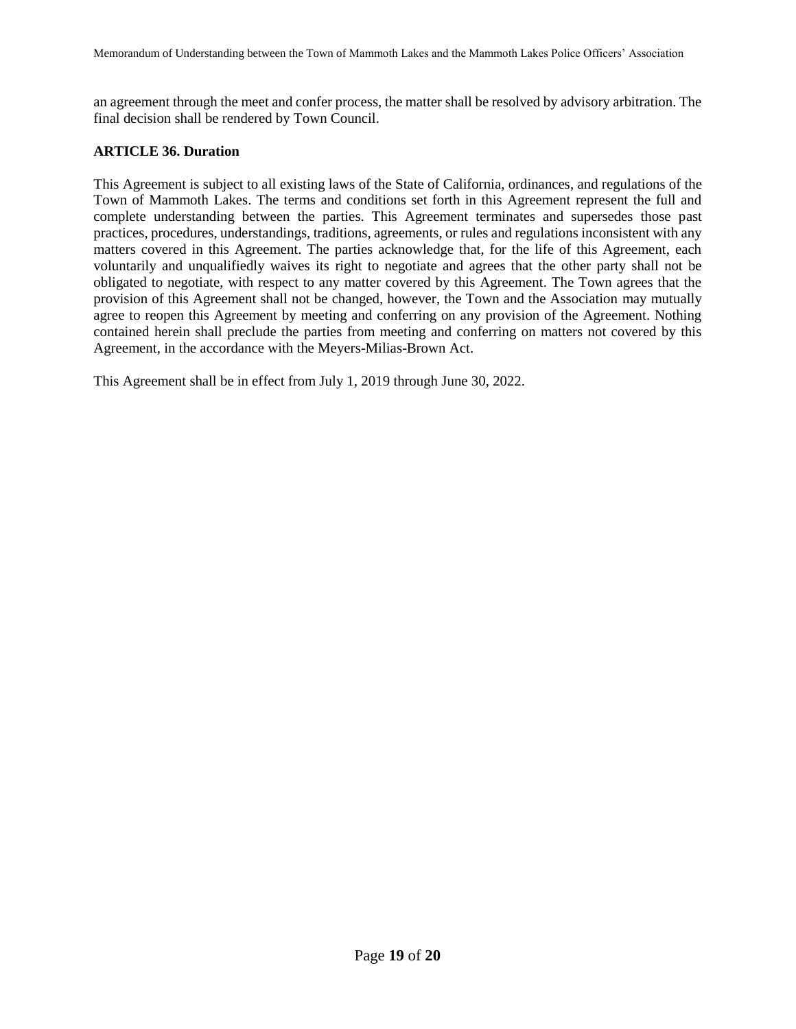an agreement through the meet and confer process, the matter shall be resolved by advisory arbitration. The final decision shall be rendered by Town Council.

**ARTICLE 36. Duration**

This Agreement is subject to all existing laws of the State of California, ordinances, and regulations of the Town of Mammoth Lakes. The terms and conditions set forth in this Agreement represent the full and complete understanding between the parties. This Agreement terminates and supersedes those past practices, procedures, understandings, traditions, agreements, or rules and regulations inconsistent with any matters covered in this Agreement. The parties acknowledge that, for the life of this Agreement, each voluntarily and unqualifiedly waives its right to negotiate and agrees that the other party shall not be obligated to negotiate, with respect to any matter covered by this Agreement. The Town agrees that the provision of this Agreement shall not be changed, however, the Town and the Association may mutually agree to reopen this Agreement by meeting and conferring on any provision of the Agreement. Nothing contained herein shall preclude the parties from meeting and conferring on matters not covered by this Agreement, in the accordance with the Meyers-Milias-Brown Act.

This Agreement shall be in effect from July 1, 2019 through June 30, 2022.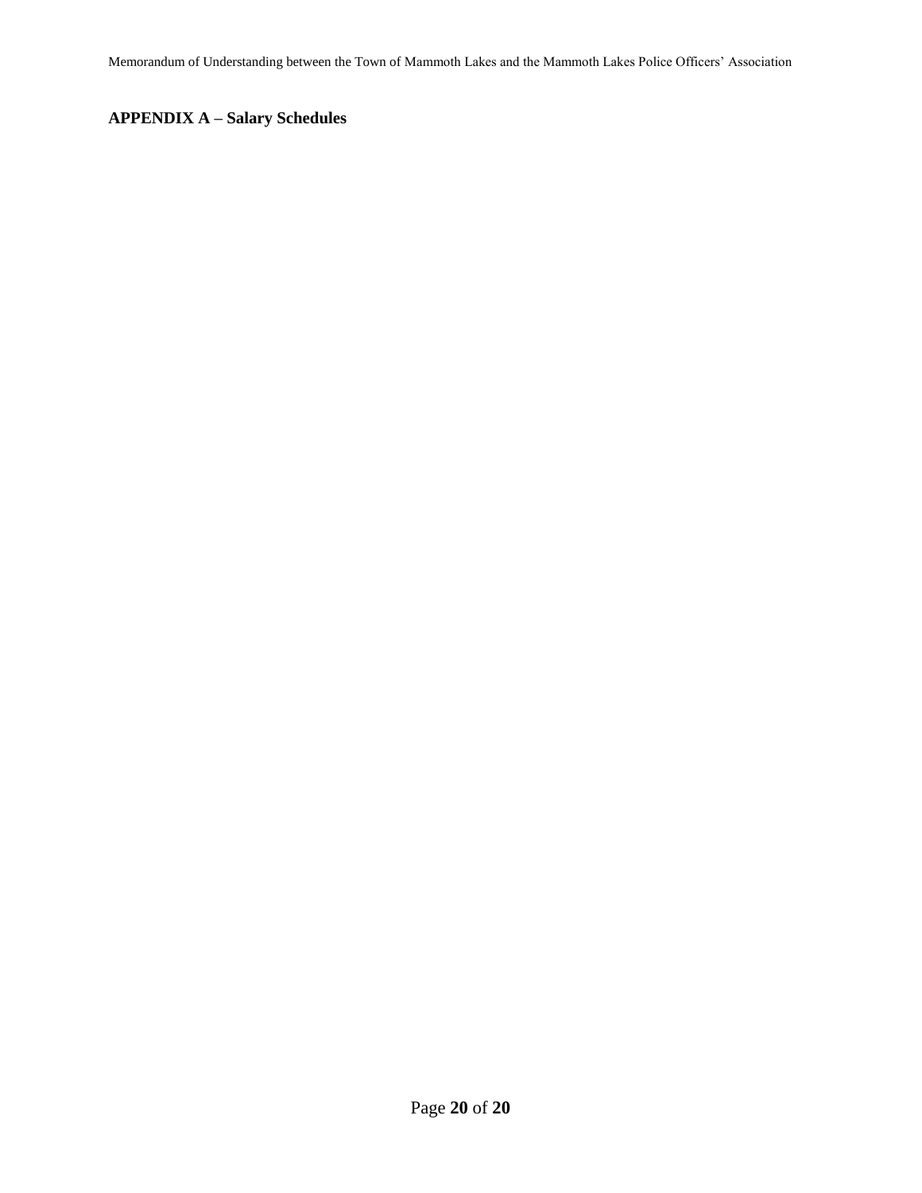**APPENDIX A – Salary Schedules**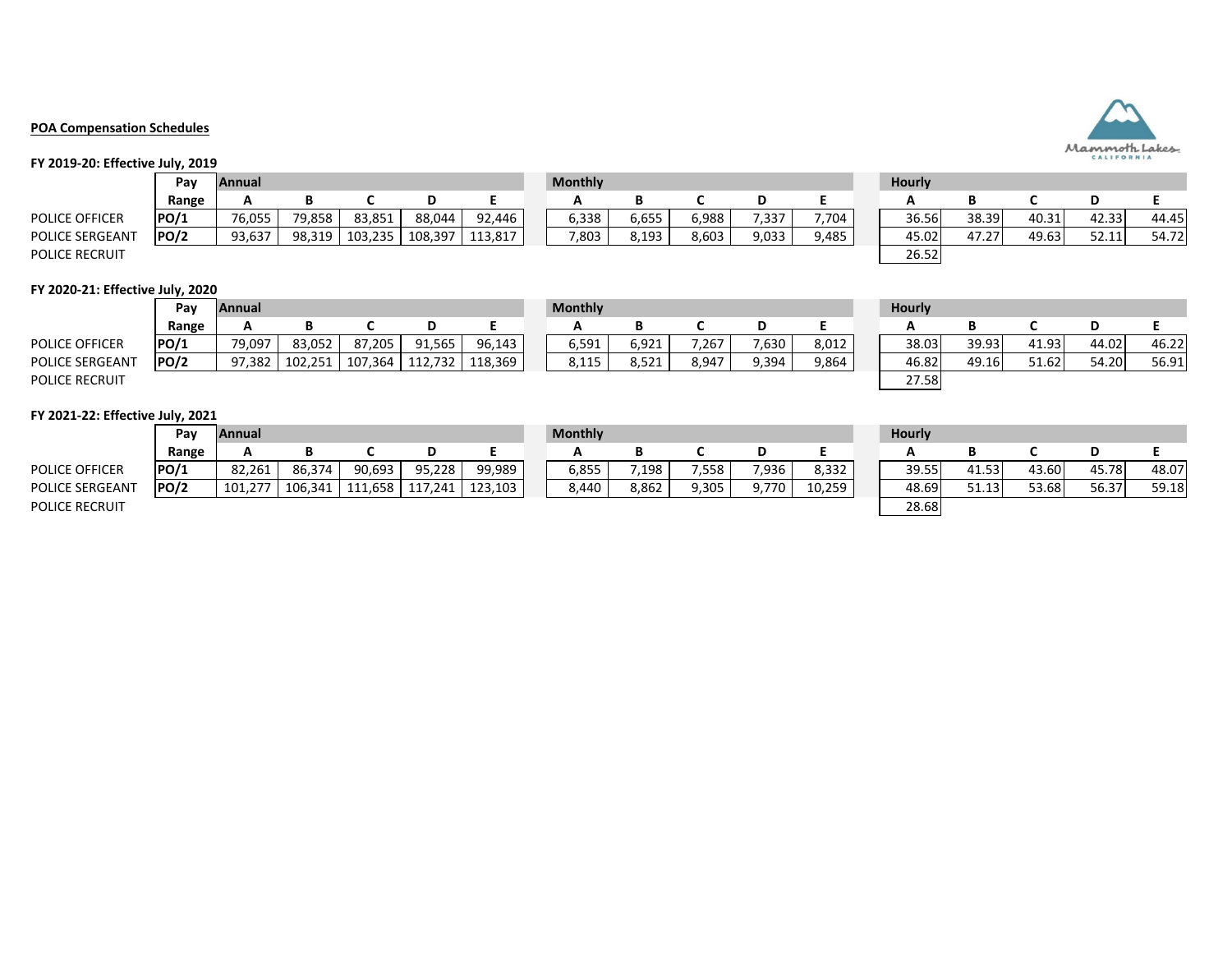**POA Compensation Schedules**

**FY 2019-20: Effective July, 2019**

| | Pay | Annual | | | | | Monthly | | | | | Hourly | | | | |
|---|---|---|---|---|---|---|---|---|---|---|---|---|---|---|---|---|
| | Range | A | B | C | D | E | A | B | C | D | E | A | B | C | D | E |
| POLICE OFFICER | PO/1 | 76,055 | 79,858 | 83,851 | 88,044 | 92,446 | 6,338 | 6,655 | 6,988 | 7,337 | 7,704 | 36.56 | 38.39 | 40.31 | 42.33 | 44.45 |
| POLICE SERGEANT | PO/2 | 93,637 | 98,319 | 103,235 | 108,397 | 113,817 | 7,803 | 8,193 | 8,603 | 9,033 | 9,485 | 45.02 | 47.27 | 49.63 | 52.11 | 54.72 |
| POLICE RECRUIT | | | | | | | | | | | | 26.52 | | | | |

**FY 2020-21: Effective July, 2020**

| | Pay | Annual | | | | | Monthly | | | | | Hourly | | | | |
|---|---|---|---|---|---|---|---|---|---|---|---|---|---|---|---|---|
| | Range | A | B | C | D | E | A | B | C | D | E | A | B | C | D | E |
| POLICE OFFICER | PO/1 | 79,097 | 83,052 | 87,205 | 91,565 | 96,143 | 6,591 | 6,921 | 7,267 | 7,630 | 8,012 | 38.03 | 39.93 | 41.93 | 44.02 | 46.22 |
| POLICE SERGEANT | PO/2 | 97,382 | 102,251 | 107,364 | 112,732 | 118,369 | 8,115 | 8,521 | 8,947 | 9,394 | 9,864 | 46.82 | 49.16 | 51.62 | 54.20 | 56.91 |
| POLICE RECRUIT | | | | | | | | | | | | 27.58 | | | | |

**FY 2021-22: Effective July, 2021**

| | Pay | Annual | | | | | Monthly | | | | | Hourly | | | | |
|---|---|---|---|---|---|---|---|---|---|---|---|---|---|---|---|---|
| | Range | A | B | C | D | E | A | B | C | D | E | A | B | C | D | E |
| POLICE OFFICER | PO/1 | 82,261 | 86,374 | 90,693 | 95,228 | 99,989 | 6,855 | 7,198 | 7,558 | 7,936 | 8,332 | 39.55 | 41.53 | 43.60 | 45.78 | 48.07 |
| POLICE SERGEANT | PO/2 | 101,277 | 106,341 | 111,658 | 117,241 | 123,103 | 8,440 | 8,862 | 9,305 | 9,770 | 10,259 | 48.69 | 51.13 | 53.68 | 56.37 | 59.18 |
| POLICE RECRUIT | | | | | | | | | | | | 28.68 | | | | |